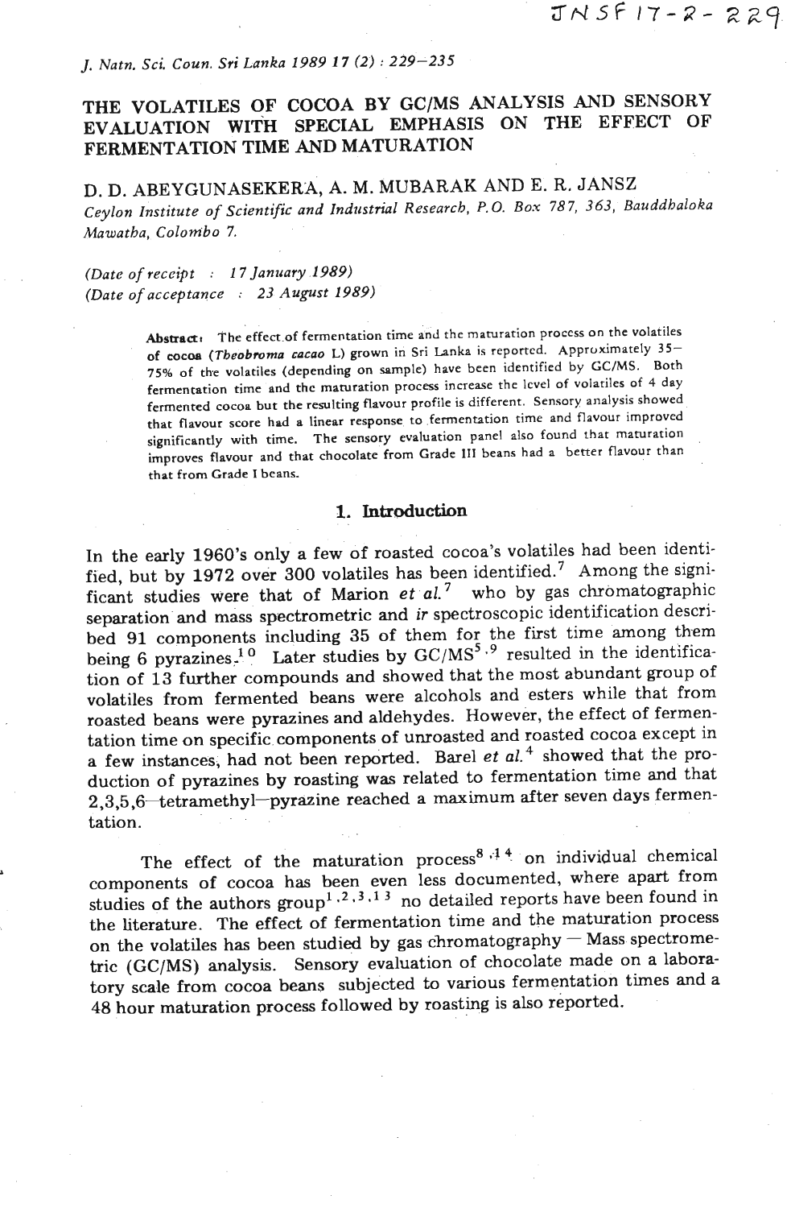# THE VOLATILES OF COCOA BY GC/MS ANALYSIS AND SENSORY EVALUATION WITH SPECIAL EMPHASIS ON THE EFFECT OF FERMENTATION TIME AND MATURATION

D. D. ABEYGUNASEKERA, A. M. MUBARAK AND E. R. JANSZ

*Ceylon Institute of Scientific and Industrial Research, P.O. Box 787, 363, Bauddhaloka Mawatha, Colombo 7.*

*(Date of receipt : 17 January 1989)*
*(Date of acceptance : 23 August 1989)*

**Abstract:** The effect of fermentation time and the maturation process on the volatiles of cocoa (*Theobroma cacao* L) grown in Sri Lanka is reported. Approximately 35–75% of the volatiles (depending on sample) have been identified by GC/MS. Both fermentation time and the maturation process increase the level of volatiles of 4 day fermented cocoa but the resulting flavour profile is different. Sensory analysis showed that flavour score had a linear response to fermentation time and flavour improved significantly with time. The sensory evaluation panel also found that maturation improves flavour and that chocolate from Grade III beans had a better flavour than that from Grade I beans.

## 1. Introduction

In the early 1960's only a few of roasted cocoa's volatiles had been identified, but by 1972 over 300 volatiles has been identified.[7] Among the significant studies were that of Marion *et al.*[7] who by gas chromatographic separation and mass spectrometric and *ir* spectroscopic identification described 91 components including 35 of them for the first time among them being 6 pyrazines.[10] Later studies by GC/MS[5,9] resulted in the identification of 13 further compounds and showed that the most abundant group of volatiles from fermented beans were alcohols and esters while that from roasted beans were pyrazines and aldehydes. However, the effect of fermentation time on specific components of unroasted and roasted cocoa except in a few instances, had not been reported. Barel *et al.*[4] showed that the production of pyrazines by roasting was related to fermentation time and that 2,3,5,6–tetramethyl–pyrazine reached a maximum after seven days fermentation.

The effect of the maturation process[8,14] on individual chemical components of cocoa has been even less documented, where apart from studies of the authors group[1,2,3,13] no detailed reports have been found in the literature. The effect of fermentation time and the maturation process on the volatiles has been studied by gas chromatography – Mass spectrometric (GC/MS) analysis. Sensory evaluation of chocolate made on a laboratory scale from cocoa beans subjected to various fermentation times and a 48 hour maturation process followed by roasting is also reported.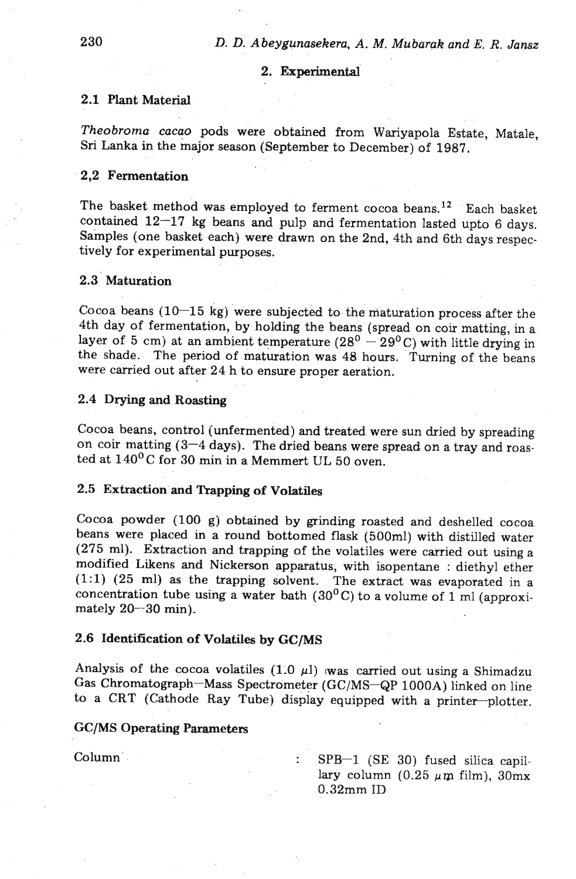## 2. Experimental

### 2.1 Plant Material

*Theobroma cacao* pods were obtained from Wariyapola Estate, Matale, Sri Lanka in the major season (September to December) of 1987.

### 2,2 Fermentation

The basket method was employed to ferment cocoa beans.[12] Each basket contained 12—17 kg beans and pulp and fermentation lasted upto 6 days. Samples (one basket each) were drawn on the 2nd, 4th and 6th days respectively for experimental purposes.

### 2.3 Maturation

Cocoa beans (10—15 kg) were subjected to the maturation process after the 4th day of fermentation, by holding the beans (spread on coir matting, in a layer of 5 cm) at an ambient temperature ($28^0 - 29^0$C) with little drying in the shade. The period of maturation was 48 hours. Turning of the beans were carried out after 24 h to ensure proper aeration.

### 2.4 Drying and Roasting

Cocoa beans, control (unfermented) and treated were sun dried by spreading on coir matting (3—4 days). The dried beans were spread on a tray and roasted at $140^0$C for 30 min in a Memmert UL 50 oven.

### 2.5 Extraction and Trapping of Volatiles

Cocoa powder (100 g) obtained by grinding roasted and deshelled cocoa beans were placed in a round bottomed flask (500ml) with distilled water (275 ml). Extraction and trapping of the volatiles were carried out using a modified Likens and Nickerson apparatus, with isopentane : diethyl ether (1:1) (25 ml) as the trapping solvent. The extract was evaporated in a concentration tube using a water bath ($30^0$C) to a volume of 1 ml (approximately 20—30 min).

### 2.6 Identification of Volatiles by GC/MS

Analysis of the cocoa volatiles (1.0 $\mu$l) was carried out using a Shimadzu Gas Chromatograph—Mass Spectrometer (GC/MS—QP 1000A) linked on line to a CRT (Cathode Ray Tube) display equipped with a printer—plotter.

**GC/MS Operating Parameters**

| | | |
|---|---|---|
| Column | : | SPB—1 (SE 30) fused silica capillary column (0.25 $\mu$m film), 30mx 0.32mm ID |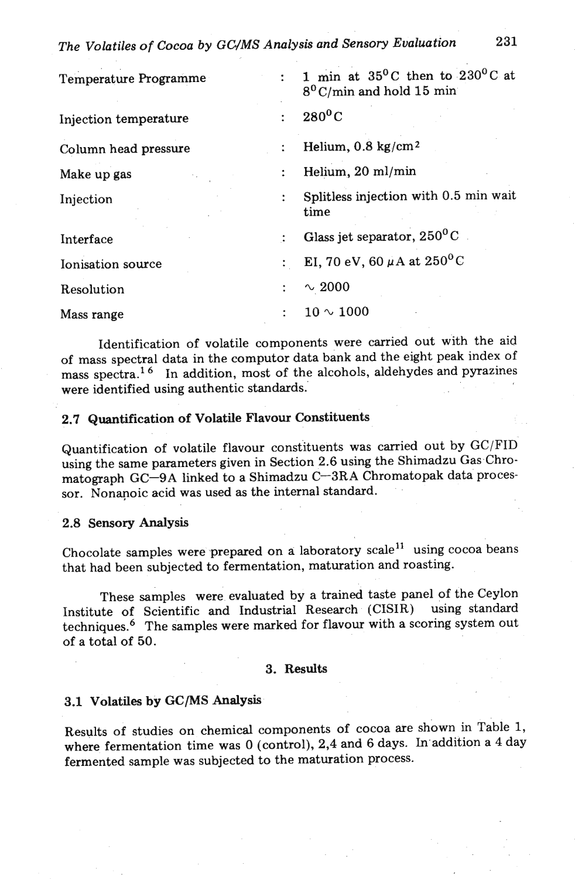| | | |
|---|---|---|
| Temperature Programme | : | 1 min at $35^0$C then to $230^0$C at $8^0$C/min and hold 15 min |
| Injection temperature | : | $280^0$C |
| Column head pressure | : | Helium, 0.8 kg/cm$^2$ |
| Make up gas | : | Helium, 20 ml/min |
| Injection | : | Splitless injection with 0.5 min wait time |
| Interface | : | Glass jet separator, $250^0$C |
| Ionisation source | : | EI, 70 eV, 60 $\mu$A at $250^0$C |
| Resolution | : | $\sim$ 2000 |
| Mass range | : | 10 $\sim$ 1000 |

Identification of volatile components were carried out with the aid of mass spectral data in the computor data bank and the eight peak index of mass spectra.[16] In addition, most of the alcohols, aldehydes and pyrazines were identified using authentic standards.

### 2.7 Quantification of Volatile Flavour Constituents

Quantification of volatile flavour constituents was carried out by GC/FID using the same parameters given in Section 2.6 using the Shimadzu Gas Chromatograph GC—9A linked to a Shimadzu C—3RA Chromatopak data processor. Nonanoic acid was used as the internal standard.

### 2.8 Sensory Analysis

Chocolate samples were prepared on a laboratory scale[11] using cocoa beans that had been subjected to fermentation, maturation and roasting.

These samples were evaluated by a trained taste panel of the Ceylon Institute of Scientific and Industrial Research (CISIR) using standard techniques.[6] The samples were marked for flavour with a scoring system out of a total of 50.

## 3. Results

### 3.1 Volatiles by GC/MS Analysis

Results of studies on chemical components of cocoa are shown in Table 1, where fermentation time was 0 (control), 2,4 and 6 days. In addition a 4 day fermented sample was subjected to the maturation process.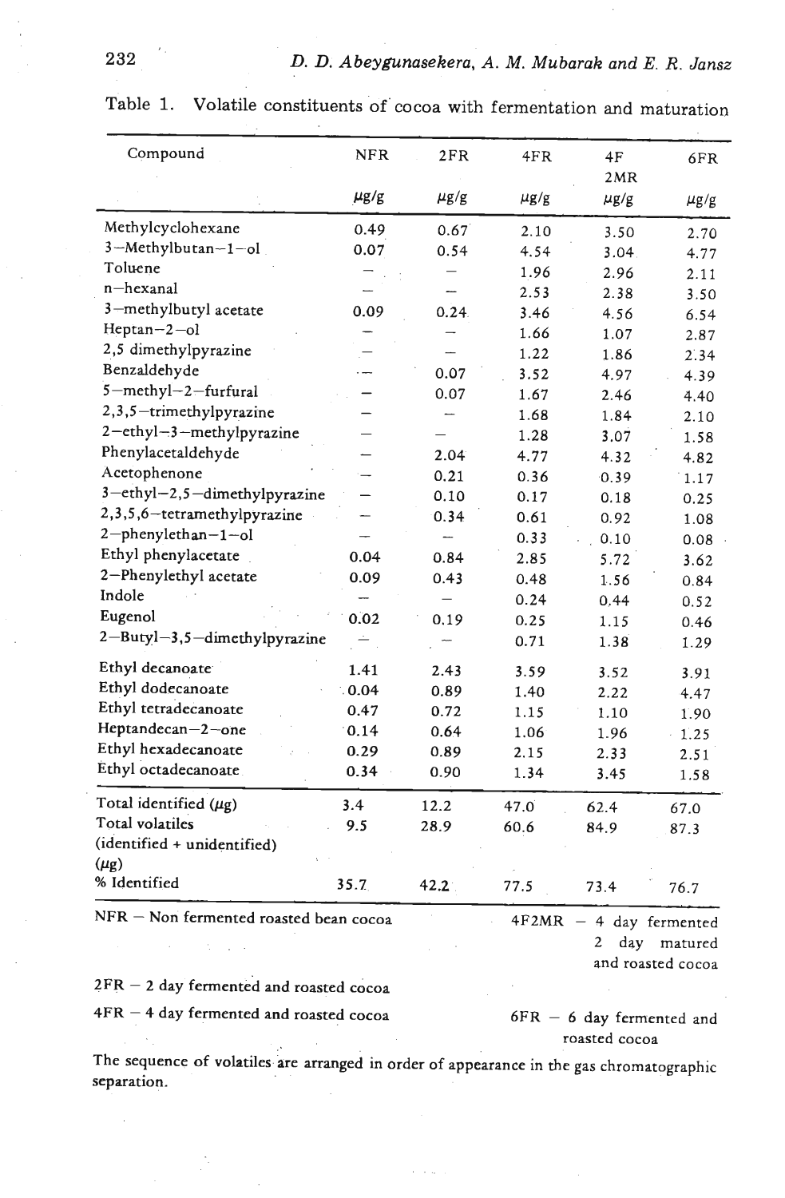Table 1. Volatile constituents of cocoa with fermentation and maturation

| Compound | NFR | 2FR | 4FR | 4F 2MR | 6FR |
|---|---|---|---|---|---|
| | μg/g | μg/g | μg/g | μg/g | μg/g |
| Methylcyclohexane | 0.49 | 0.67 | 2.10 | 3.50 | 2.70 |
| 3–Methylbutan–1–ol | 0.07 | 0.54 | 4.54 | 3.04 | 4.77 |
| Toluene | – | – | 1.96 | 2.96 | 2.11 |
| n–hexanal | – | – | 2.53 | 2.38 | 3.50 |
| 3–methylbutyl acetate | 0.09 | 0.24 | 3.46 | 4.56 | 6.54 |
| Heptan–2–ol | – | – | 1.66 | 1.07 | 2.87 |
| 2,5 dimethylpyrazine | – | – | 1.22 | 1.86 | 2.34 |
| Benzaldehyde | – | 0.07 | 3.52 | 4.97 | 4.39 |
| 5–methyl–2–furfural | – | 0.07 | 1.67 | 2.46 | 4.40 |
| 2,3,5–trimethylpyrazine | – | – | 1.68 | 1.84 | 2.10 |
| 2–ethyl–3–methylpyrazine | – | – | 1.28 | 3.07 | 1.58 |
| Phenylacetaldehyde | – | 2.04 | 4.77 | 4.32 | 4.82 |
| Acetophenone | – | 0.21 | 0.36 | 0.39 | 1.17 |
| 3–ethyl–2,5–dimethylpyrazine | – | 0.10 | 0.17 | 0.18 | 0.25 |
| 2,3,5,6–tetramethylpyrazine | – | 0.34 | 0.61 | 0.92 | 1.08 |
| 2–phenylethan–1–ol | – | – | 0.33 | 0.10 | 0.08 |
| Ethyl phenylacetate | 0.04 | 0.84 | 2.85 | 5.72 | 3.62 |
| 2–Phenylethyl acetate | 0.09 | 0.43 | 0.48 | 1.56 | 0.84 |
| Indole | – | – | 0.24 | 0.44 | 0.52 |
| Eugenol | 0.02 | 0.19 | 0.25 | 1.15 | 0.46 |
| 2–Butyl–3,5–dimethylpyrazine | – | – | 0.71 | 1.38 | 1.29 |
| Ethyl decanoate | 1.41 | 2.43 | 3.59 | 3.52 | 3.91 |
| Ethyl dodecanoate | 0.04 | 0.89 | 1.40 | 2.22 | 4.47 |
| Ethyl tetradecanoate | 0.47 | 0.72 | 1.15 | 1.10 | 1.90 |
| Heptandecan–2–one | 0.14 | 0.64 | 1.06 | 1.96 | 1.25 |
| Ethyl hexadecanoate | 0.29 | 0.89 | 2.15 | 2.33 | 2.51 |
| Ethyl octadecanoate | 0.34 | 0.90 | 1.34 | 3.45 | 1.58 |
| Total identified (μg) | 3.4 | 12.2 | 47.0 | 62.4 | 67.0 |
| Total volatiles (identified + unidentified) (μg) | 9.5 | 28.9 | 60.6 | 84.9 | 87.3 |
| % Identified | 35.7 | 42.2 | 77.5 | 73.4 | 76.7 |

NFR – Non fermented roasted bean cocoa

2FR – 2 day fermented and roasted cocoa

4FR – 4 day fermented and roasted cocoa

4F2MR – 4 day fermented 2 day matured and roasted cocoa

6FR – 6 day fermented and roasted cocoa

The sequence of volatiles are arranged in order of appearance in the gas chromatographic separation.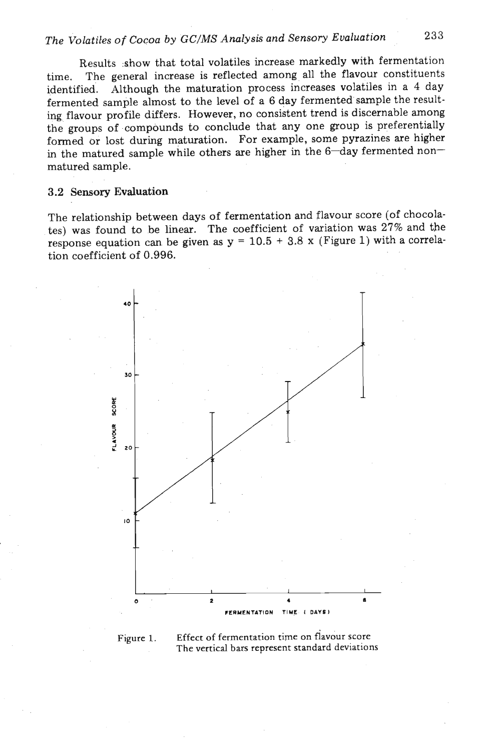Results show that total volatiles increase markedly with fermentation time. The general increase is reflected among all the flavour constituents identified. Although the maturation process increases volatiles in a 4 day fermented sample almost to the level of a 6 day fermented sample the resulting flavour profile differs. However, no consistent trend is discernable among the groups of compounds to conclude that any one group is preferentially formed or lost during maturation. For example, some pyrazines are higher in the matured sample while others are higher in the 6–day fermented non–matured sample.

### 3.2 Sensory Evaluation

The relationship between days of fermentation and flavour score (of chocolates) was found to be linear. The coefficient of variation was 27% and the response equation can be given as $y = 10.5 + 3.8\ x$ (Figure 1) with a correlation coefficient of 0.996.

Figure 1. Effect of fermentation time on flavour score
The vertical bars represent standard deviations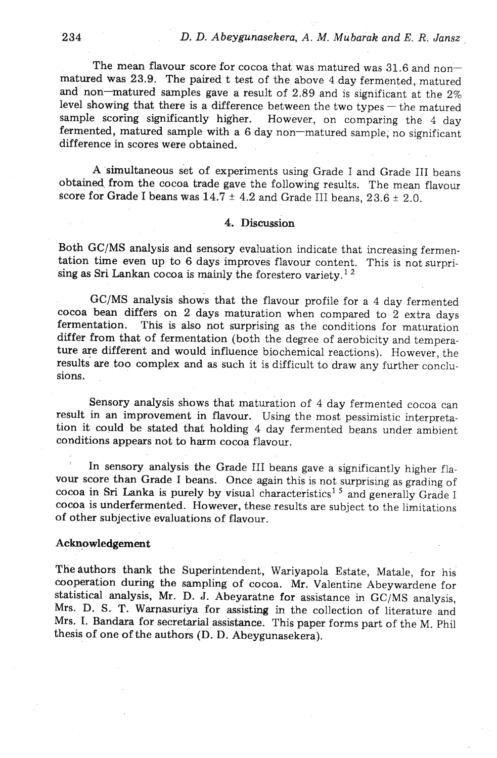The mean flavour score for cocoa that was matured was 31.6 and non—matured was 23.9. The paired t test of the above 4 day fermented, matured and non—matured samples gave a result of 2.89 and is significant at the 2% level showing that there is a difference between the two types — the matured sample scoring significantly higher. However, on comparing the 4 day fermented, matured sample with a 6 day non—matured sample, no significant difference in scores were obtained.

A simultaneous set of experiments using Grade I and Grade III beans obtained from the cocoa trade gave the following results. The mean flavour score for Grade I beans was $14.7 \pm 4.2$ and Grade III beans, $23.6 \pm 2.0$.

## 4. Discussion

Both GC/MS analysis and sensory evaluation indicate that increasing fermentation time even up to 6 days improves flavour content. This is not surprising as Sri Lankan cocoa is mainly the forestero variety.[1 2]

GC/MS analysis shows that the flavour profile for a 4 day fermented cocoa bean differs on 2 days maturation when compared to 2 extra days fermentation. This is also not surprising as the conditions for maturation differ from that of fermentation (both the degree of aerobicity and temperature are different and would influence biochemical reactions). However, the results are too complex and as such it is difficult to draw any further conclusions.

Sensory analysis shows that maturation of 4 day fermented cocoa can result in an improvement in flavour. Using the most pessimistic interpretation it could be stated that holding 4 day fermented beans under ambient conditions appears not to harm cocoa flavour.

In sensory analysis the Grade III beans gave a significantly higher flavour score than Grade I beans. Once again this is not surprising as grading of cocoa in Sri Lanka is purely by visual characteristics[1 5] and generally Grade I cocoa is underfermented. However, these results are subject to the limitations of other subjective evaluations of flavour.

### Acknowledgement

The authors thank the Superintendent, Wariyapola Estate, Matale, for his cooperation during the sampling of cocoa. Mr. Valentine Abeywardene for statistical analysis, Mr. D. J. Abeyaratne for assistance in GC/MS analysis, Mrs. D. S. T. Warnasuriya for assisting in the collection of literature and Mrs. I. Bandara for secretarial assistance. This paper forms part of the M. Phil thesis of one of the authors (D. D. Abeygunasekera).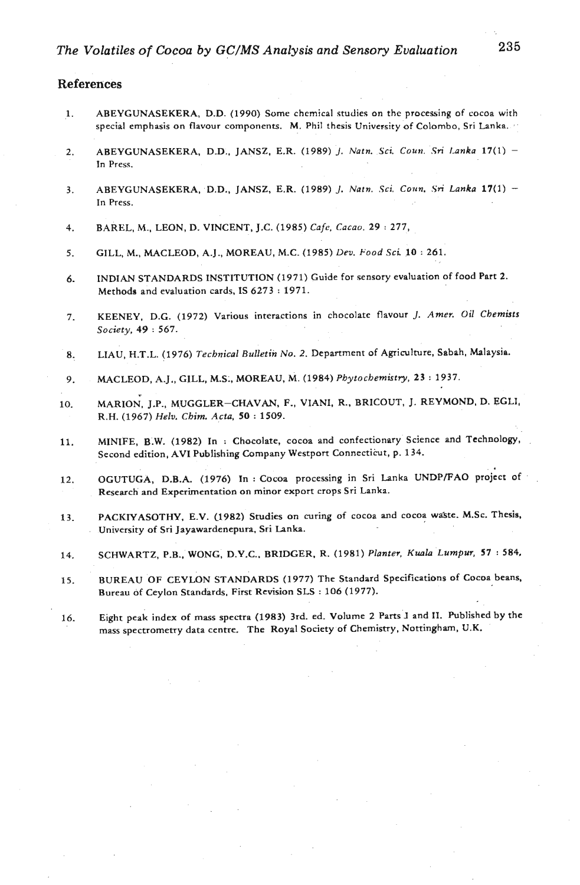## References

1. ABEYGUNASEKERA, D.D. (1990) Some chemical studies on the processing of cocoa with special emphasis on flavour components. M. Phil thesis University of Colombo, Sri Lanka.

2. ABEYGUNASEKERA, D.D., JANSZ, E.R. (1989) *J. Natn. Sci. Coun. Sri Lanka* **17**(1) – In Press.

3. ABEYGUNASEKERA, D.D., JANSZ, E.R. (1989) *J. Natn. Sci. Coun. Sri Lanka* **17**(1) – In Press.

4. BAREL, M., LEON, D. VINCENT, J.C. (1985) *Cafe, Cacao.* **29** : 277,

5. GILL, M., MACLEOD, A.J., MOREAU, M.C. (1985) *Dev. Food Sci.* **10** : 261.

6. INDIAN STANDARDS INSTITUTION (1971) Guide for sensory evaluation of food Part 2. Methods and evaluation cards, IS 6273 : 1971.

7. KEENEY, D.G. (1972) Various interactions in chocolate flavour *J. Amer. Oil Chemists Society,* **49** : 567.

8. LIAU, H.T.L. (1976) *Technical Bulletin No. 2.* Department of Agriculture, Sabah, Malaysia.

9. MACLEOD, A.J., GILL, M.S., MOREAU, M. (1984) *Phytochemistry,* **23** : 1937.

10. MARION, J.P., MUGGLER–CHAVAN, F., VIANI, R., BRICOUT, J. REYMOND, D. EGLI, R.H. (1967) *Helv. Chim. Acta,* **50** : 1509.

11. MINIFE, B.W. (1982) In : Chocolate, cocoa and confectionary Science and Technology, Second edition, AVI Publishing Company Westport Connecticut, p. 134.

12. OGUTUGA, D.B.A. (1976) In : Cocoa processing in Sri Lanka UNDP/FAO project of Research and Experimentation on minor export crops Sri Lanka.

13. PACKIYASOTHY, E.V. (1982) Studies on curing of cocoa and cocoa waste. M.Sc. Thesis, University of Sri Jayawardenepura, Sri Lanka.

14. SCHWARTZ, P.B., WONG, D.Y.C., BRIDGER, R. (1981) *Planter, Kuala Lumpur,* **57** : 584,

15. BUREAU OF CEYLON STANDARDS (1977) The Standard Specifications of Cocoa beans, Bureau of Ceylon Standards, First Revision SLS : 106 (1977).

16. Eight peak index of mass spectra (1983) 3rd. ed. Volume 2 Parts I and II. Published by the mass spectrometry data centre. The Royal Society of Chemistry, Nottingham, U.K.